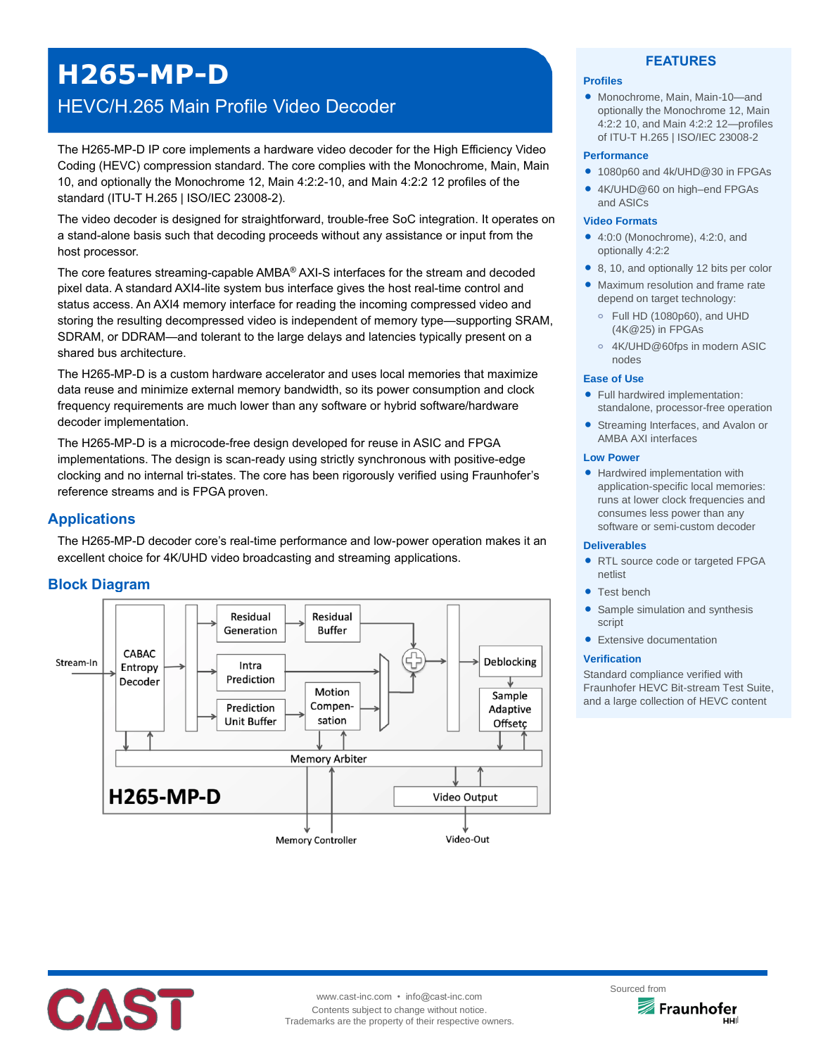# H265-MP-D

## HEVC/H.265 Main Profile Video Decoder

The H265-MP-D IP core implements a hardware video decoder for the High Efficiency Video Coding (HEVC) compression standard. The core complies with the Monochrome, Main, Main 10, and optionally the Monochrome 12, Main 4:2:2-10, and Main 4:2:2 12 profiles of the standard (ITU-T H.265 | ISO/IEC 23008-2).

The video decoder is designed for straightforward, trouble-free SoC integration. It operates on a stand-alone basis such that decoding proceeds without any assistance or input from the host processor.

The core features streaming-capable AMBA® AXI-S interfaces for the stream and decoded pixel data. A standard AXI4-lite system bus interface gives the host real-time control and status access. An AXI4 memory interface for reading the incoming compressed video and storing the resulting decompressed video is independent of memory type—supporting SRAM, SDRAM, or DDRAM—and tolerant to the large delays and latencies typically present on a shared bus architecture.

The H265-MP-D is a custom hardware accelerator and uses local memories that maximize data reuse and minimize external memory bandwidth, so its power consumption and clock frequency requirements are much lower than any software or hybrid software/hardware decoder implementation.

The H265-MP-D is a microcode-free design developed for reuse in ASIC and FPGA implementations. The design is scan-ready using strictly synchronous with positive-edge clocking and no internal tri-states. The core has been rigorously verified using Fraunhofer's reference streams and is FPGA proven.

## Applications

The H265-MP-D decoder core's real-time performance and low-power operation makes it an excellent choice for 4K/UHD video broadcasting and streaming applications.

## Block Diagram

Stream-In → CABAC Entropy Decoder → Residual Generation → Residual Buffer; Intra Prediction; Prediction Unit Buffer → Motion Compensation → (+) → Deblocking → Sample Adaptive Offsetç; Memory Arbiter; Video Output; H265-MP-D; Memory Controller; Video-Out

## FEATURES

### Profiles

- Monochrome, Main, Main-10—and optionally the Monochrome 12, Main 4:2:2 10, and Main 4:2:2 12—profiles of ITU-T H.265 | ISO/IEC 23008-2

### Performance

- 1080p60 and 4k/UHD@30 in FPGAs
- 4K/UHD@60 on high–end FPGAs and ASICs

### Video Formats

- 4:0:0 (Monochrome), 4:2:0, and optionally 4:2:2
- 8, 10, and optionally 12 bits per color
- Maximum resolution and frame rate depend on target technology:
  - Full HD (1080p60), and UHD (4K@25) in FPGAs
  - 4K/UHD@60fps in modern ASIC nodes

### Ease of Use

- Full hardwired implementation: standalone, processor-free operation
- Streaming Interfaces, and Avalon or AMBA AXI interfaces

### Low Power

- Hardwired implementation with application-specific local memories: runs at lower clock frequencies and consumes less power than any software or semi-custom decoder

### Deliverables

- RTL source code or targeted FPGA netlist
- Test bench
- Sample simulation and synthesis script
- Extensive documentation

### Verification

Standard compliance verified with Fraunhofer HEVC Bit-stream Test Suite, and a large collection of HEVC content

CAST

www.cast-inc.com • info@cast-inc.com
Contents subject to change without notice.
Trademarks are the property of their respective owners.

Sourced from Fraunhofer HHI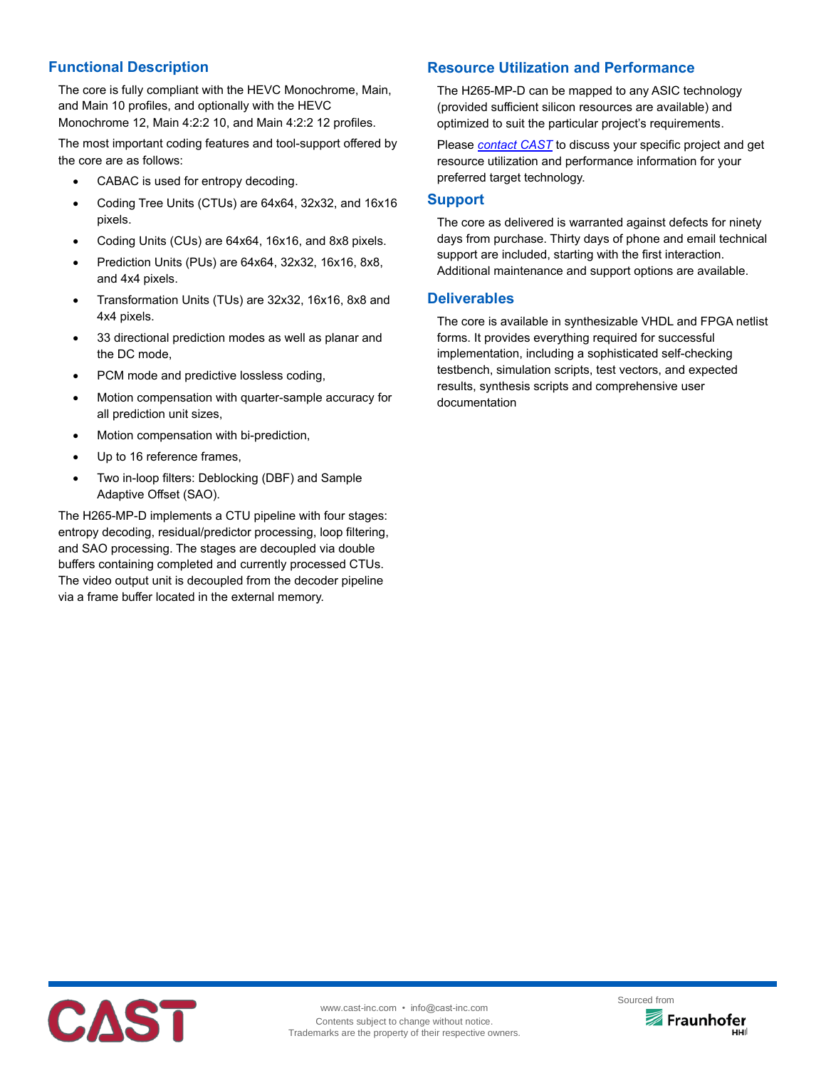## Functional Description

The core is fully compliant with the HEVC Monochrome, Main, and Main 10 profiles, and optionally with the HEVC Monochrome 12, Main 4:2:2 10, and Main 4:2:2 12 profiles.

The most important coding features and tool-support offered by the core are as follows:

- CABAC is used for entropy decoding.
- Coding Tree Units (CTUs) are 64x64, 32x32, and 16x16 pixels.
- Coding Units (CUs) are 64x64, 16x16, and 8x8 pixels.
- Prediction Units (PUs) are 64x64, 32x32, 16x16, 8x8, and 4x4 pixels.
- Transformation Units (TUs) are 32x32, 16x16, 8x8 and 4x4 pixels.
- 33 directional prediction modes as well as planar and the DC mode,
- PCM mode and predictive lossless coding,
- Motion compensation with quarter-sample accuracy for all prediction unit sizes,
- Motion compensation with bi-prediction,
- Up to 16 reference frames,
- Two in-loop filters: Deblocking (DBF) and Sample Adaptive Offset (SAO).

The H265-MP-D implements a CTU pipeline with four stages: entropy decoding, residual/predictor processing, loop filtering, and SAO processing. The stages are decoupled via double buffers containing completed and currently processed CTUs. The video output unit is decoupled from the decoder pipeline via a frame buffer located in the external memory.

## Resource Utilization and Performance

The H265-MP-D can be mapped to any ASIC technology (provided sufficient silicon resources are available) and optimized to suit the particular project's requirements.

Please *contact CAST* to discuss your specific project and get resource utilization and performance information for your preferred target technology.

## Support

The core as delivered is warranted against defects for ninety days from purchase. Thirty days of phone and email technical support are included, starting with the first interaction. Additional maintenance and support options are available.

## Deliverables

The core is available in synthesizable VHDL and FPGA netlist forms. It provides everything required for successful implementation, including a sophisticated self-checking testbench, simulation scripts, test vectors, and expected results, synthesis scripts and comprehensive user documentation

www.cast-inc.com • info@cast-inc.com
Contents subject to change without notice.
Trademarks are the property of their respective owners.

Sourced from Fraunhofer HHI